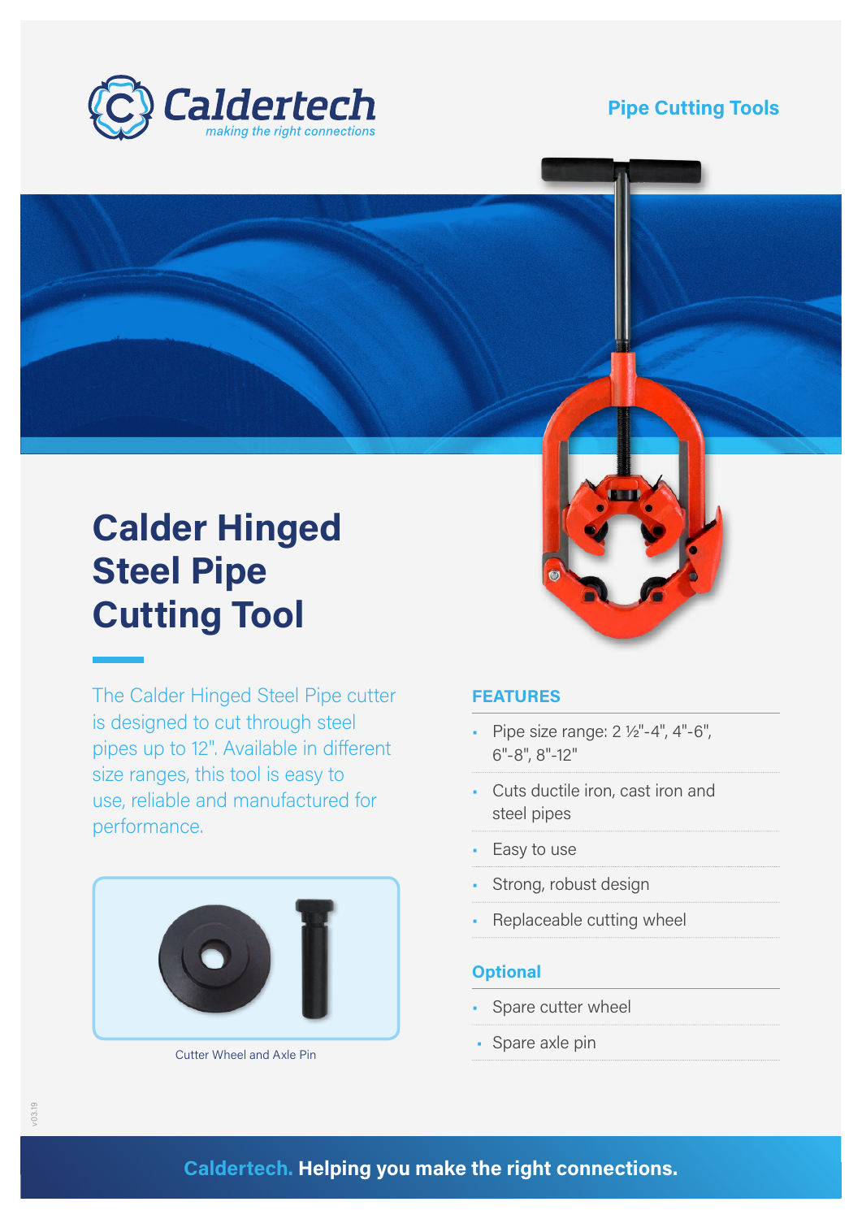Caldertech
*making the right connections*

Pipe Cutting Tools

# Calder Hinged Steel Pipe Cutting Tool

The Calder Hinged Steel Pipe cutter is designed to cut through steel pipes up to 12". Available in different size ranges, this tool is easy to use, reliable and manufactured for performance.

Cutter Wheel and Axle Pin

## FEATURES

- Pipe size range: 2 ½"-4", 4"-6", 6"-8", 8"-12"
- Cuts ductile iron, cast iron and steel pipes
- Easy to use
- Strong, robust design
- Replaceable cutting wheel

## Optional

- Spare cutter wheel
- Spare axle pin

v03.19

**Caldertech. Helping you make the right connections.**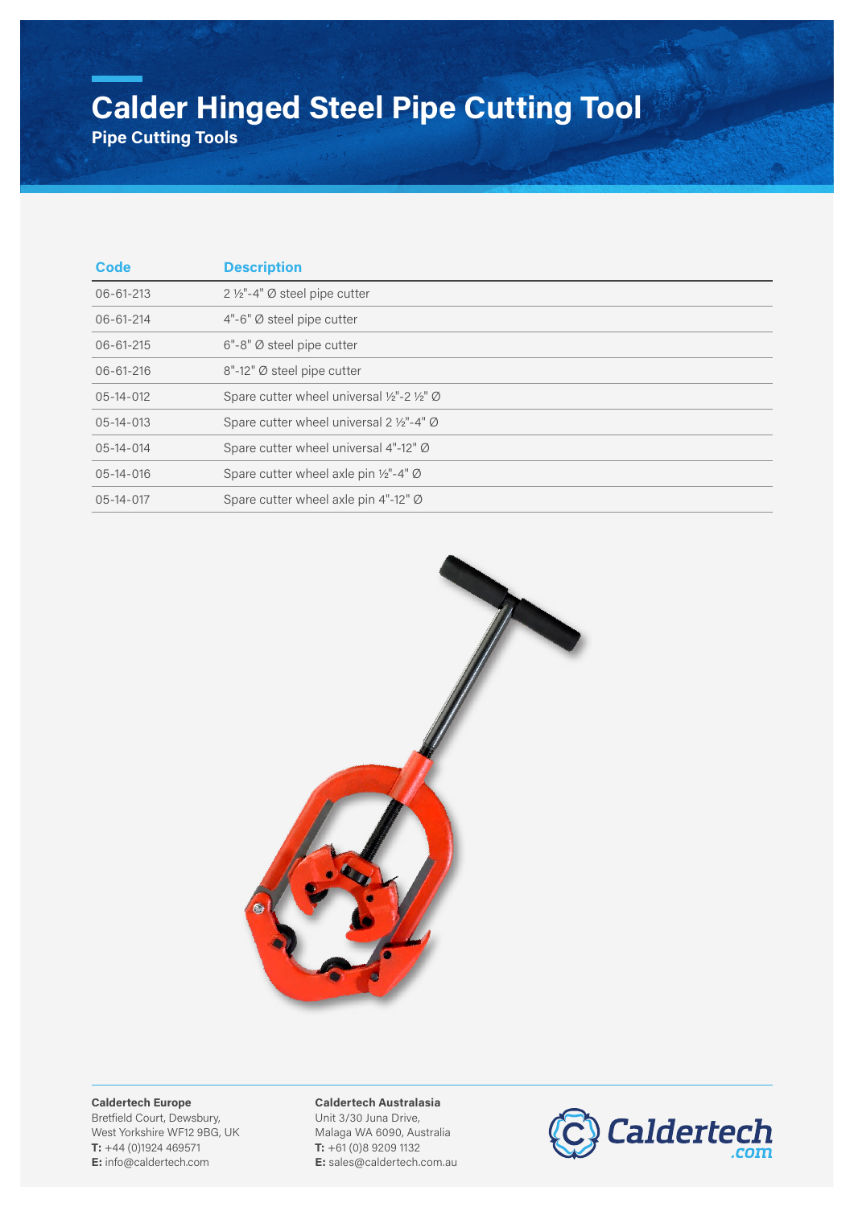# Calder Hinged Steel Pipe Cutting Tool

**Pipe Cutting Tools**

| Code | Description |
| --- | --- |
| 06-61-213 | 2 ½"-4" Ø steel pipe cutter |
| 06-61-214 | 4"-6" Ø steel pipe cutter |
| 06-61-215 | 6"-8" Ø steel pipe cutter |
| 06-61-216 | 8"-12" Ø steel pipe cutter |
| 05-14-012 | Spare cutter wheel universal ½"-2 ½" Ø |
| 05-14-013 | Spare cutter wheel universal 2 ½"-4" Ø |
| 05-14-014 | Spare cutter wheel universal 4"-12" Ø |
| 05-14-016 | Spare cutter wheel axle pin ½"-4" Ø |
| 05-14-017 | Spare cutter wheel axle pin 4"-12" Ø |

**Caldertech Europe**
Bretfield Court, Dewsbury,
West Yorkshire WF12 9BG, UK
**T:** +44 (0)1924 469571
**E:** info@caldertech.com

**Caldertech Australasia**
Unit 3/30 Juna Drive,
Malaga WA 6090, Australia
**T:** +61 (0)8 9209 1132
**E:** sales@caldertech.com.au

Caldertech.com